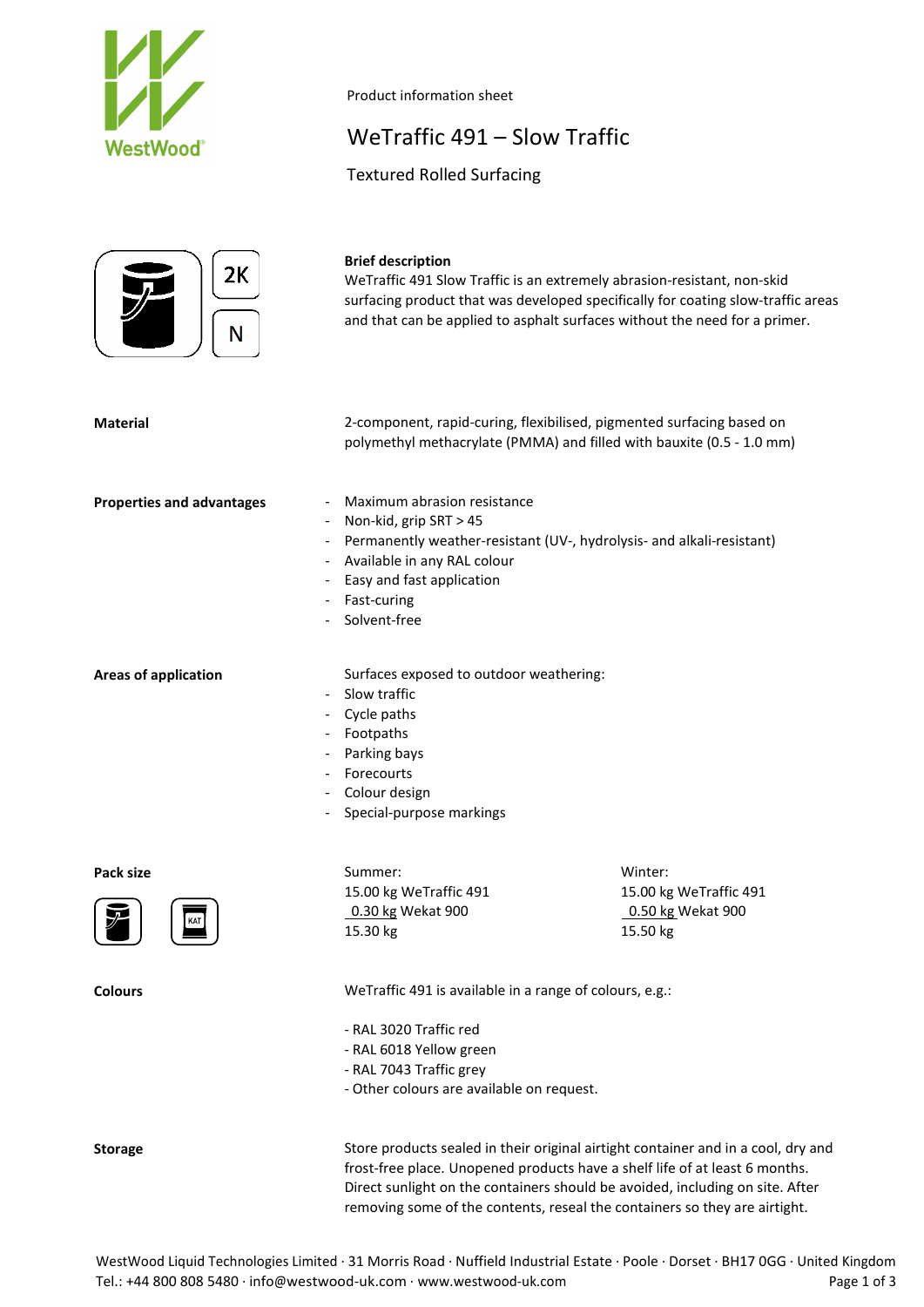Product information sheet

# WeTraffic 491 – Slow Traffic

## Textured Rolled Surfacing

2K

N

**Brief description**
WeTraffic 491 Slow Traffic is an extremely abrasion-resistant, non-skid surfacing product that was developed specifically for coating slow-traffic areas and that can be applied to asphalt surfaces without the need for a primer.

**Material**

2-component, rapid-curing, flexibilised, pigmented surfacing based on polymethyl methacrylate (PMMA) and filled with bauxite (0.5 - 1.0 mm)

**Properties and advantages**

- Maximum abrasion resistance
- Non-kid, grip SRT > 45
- Permanently weather-resistant (UV-, hydrolysis- and alkali-resistant)
- Available in any RAL colour
- Easy and fast application
- Fast-curing
- Solvent-free

**Areas of application**

Surfaces exposed to outdoor weathering:

- Slow traffic
- Cycle paths
- Footpaths
- Parking bays
- Forecourts
- Colour design
- Special-purpose markings

**Pack size**

KAT

| Summer: | Winter: |
|---|---|
| 15.00 kg WeTraffic 491 | 15.00 kg WeTraffic 491 |
| 0.30 kg Wekat 900 | 0.50 kg Wekat 900 |
| 15.30 kg | 15.50 kg |

**Colours**

WeTraffic 491 is available in a range of colours, e.g.:

- RAL 3020 Traffic red
- RAL 6018 Yellow green
- RAL 7043 Traffic grey
- Other colours are available on request.

**Storage**

Store products sealed in their original airtight container and in a cool, dry and frost-free place. Unopened products have a shelf life of at least 6 months. Direct sunlight on the containers should be avoided, including on site. After removing some of the contents, reseal the containers so they are airtight.

WestWood Liquid Technologies Limited · 31 Morris Road · Nuffield Industrial Estate · Poole · Dorset · BH17 0GG · United Kingdom
Tel.: +44 800 808 5480 · info@westwood-uk.com · www.westwood-uk.com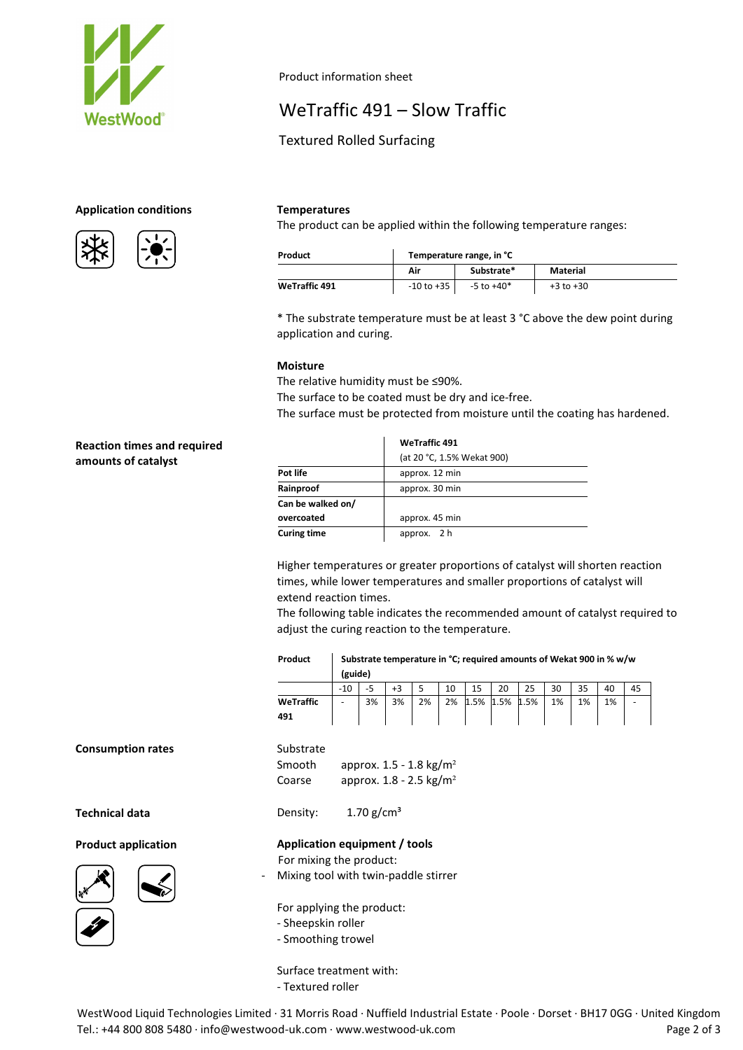Product information sheet

# WeTraffic 491 – Slow Traffic

Textured Rolled Surfacing

## Application conditions

### Temperatures

The product can be applied within the following temperature ranges:

| Product | Temperature range, in °C | | |
|---|---|---|---|
| | Air | Substrate* | Material |
| WeTraffic 491 | -10 to +35 | -5 to +40* | +3 to +30 |

* The substrate temperature must be at least 3 °C above the dew point during application and curing.

### Moisture

The relative humidity must be ≤90%.
The surface to be coated must be dry and ice-free.
The surface must be protected from moisture until the coating has hardened.

## Reaction times and required amounts of catalyst

| | WeTraffic 491 (at 20 °C, 1.5% Wekat 900) |
|---|---|
| Pot life | approx. 12 min |
| Rainproof | approx. 30 min |
| Can be walked on/ overcoated | approx. 45 min |
| Curing time | approx. 2 h |

Higher temperatures or greater proportions of catalyst will shorten reaction times, while lower temperatures and smaller proportions of catalyst will extend reaction times.
The following table indicates the recommended amount of catalyst required to adjust the curing reaction to the temperature.

| Product | Substrate temperature in °C; required amounts of Wekat 900 in % w/w (guide) | | | | | | | | | | | |
|---|---|---|---|---|---|---|---|---|---|---|---|---|
| | -10 | -5 | +3 | 5 | 10 | 15 | 20 | 25 | 30 | 35 | 40 | 45 |
| WeTraffic 491 | - | 3% | 3% | 2% | 2% | 1.5% | 1.5% | 1.5% | 1% | 1% | 1% | - |

## Consumption rates

Substrate
Smooth approx. 1.5 - 1.8 kg/m²
Coarse approx. 1.8 - 2.5 kg/m²

## Technical data

Density: 1.70 g/cm³

## Product application

### Application equipment / tools

For mixing the product:
- Mixing tool with twin-paddle stirrer

For applying the product:
- Sheepskin roller
- Smoothing trowel

Surface treatment with:
- Textured roller

WestWood Liquid Technologies Limited · 31 Morris Road · Nuffield Industrial Estate · Poole · Dorset · BH17 0GG · United Kingdom
Tel.: +44 800 808 5480 · info@westwood-uk.com · www.westwood-uk.com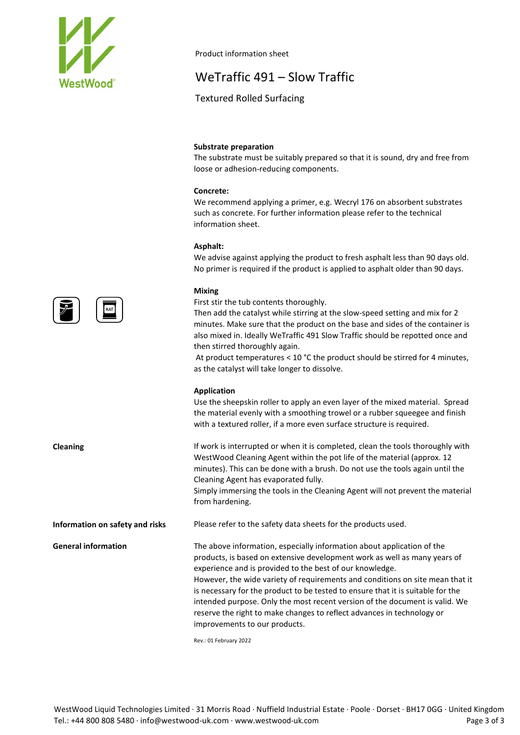Product information sheet

# WeTraffic 491 – Slow Traffic

Textured Rolled Surfacing

**Substrate preparation**

The substrate must be suitably prepared so that it is sound, dry and free from loose or adhesion-reducing components.

**Concrete:**

We recommend applying a primer, e.g. Wecryl 176 on absorbent substrates such as concrete. For further information please refer to the technical information sheet.

**Asphalt:**

We advise against applying the product to fresh asphalt less than 90 days old. No primer is required if the product is applied to asphalt older than 90 days.

**Mixing**

First stir the tub contents thoroughly.
Then add the catalyst while stirring at the slow-speed setting and mix for 2 minutes. Make sure that the product on the base and sides of the container is also mixed in. Ideally WeTraffic 491 Slow Traffic should be repotted once and then stirred thoroughly again.
At product temperatures < 10 °C the product should be stirred for 4 minutes, as the catalyst will take longer to dissolve.

**Application**

Use the sheepskin roller to apply an even layer of the mixed material. Spread the material evenly with a smoothing trowel or a rubber squeegee and finish with a textured roller, if a more even surface structure is required.

**Cleaning**

If work is interrupted or when it is completed, clean the tools thoroughly with WestWood Cleaning Agent within the pot life of the material (approx. 12 minutes). This can be done with a brush. Do not use the tools again until the Cleaning Agent has evaporated fully.
Simply immersing the tools in the Cleaning Agent will not prevent the material from hardening.

**Information on safety and risks**

Please refer to the safety data sheets for the products used.

**General information**

The above information, especially information about application of the products, is based on extensive development work as well as many years of experience and is provided to the best of our knowledge.
However, the wide variety of requirements and conditions on site mean that it is necessary for the product to be tested to ensure that it is suitable for the intended purpose. Only the most recent version of the document is valid. We reserve the right to make changes to reflect advances in technology or improvements to our products.

Rev.: 01 February 2022

WestWood Liquid Technologies Limited · 31 Morris Road · Nuffield Industrial Estate · Poole · Dorset · BH17 0GG · United Kingdom
Tel.: +44 800 808 5480 · info@westwood-uk.com · www.westwood-uk.com